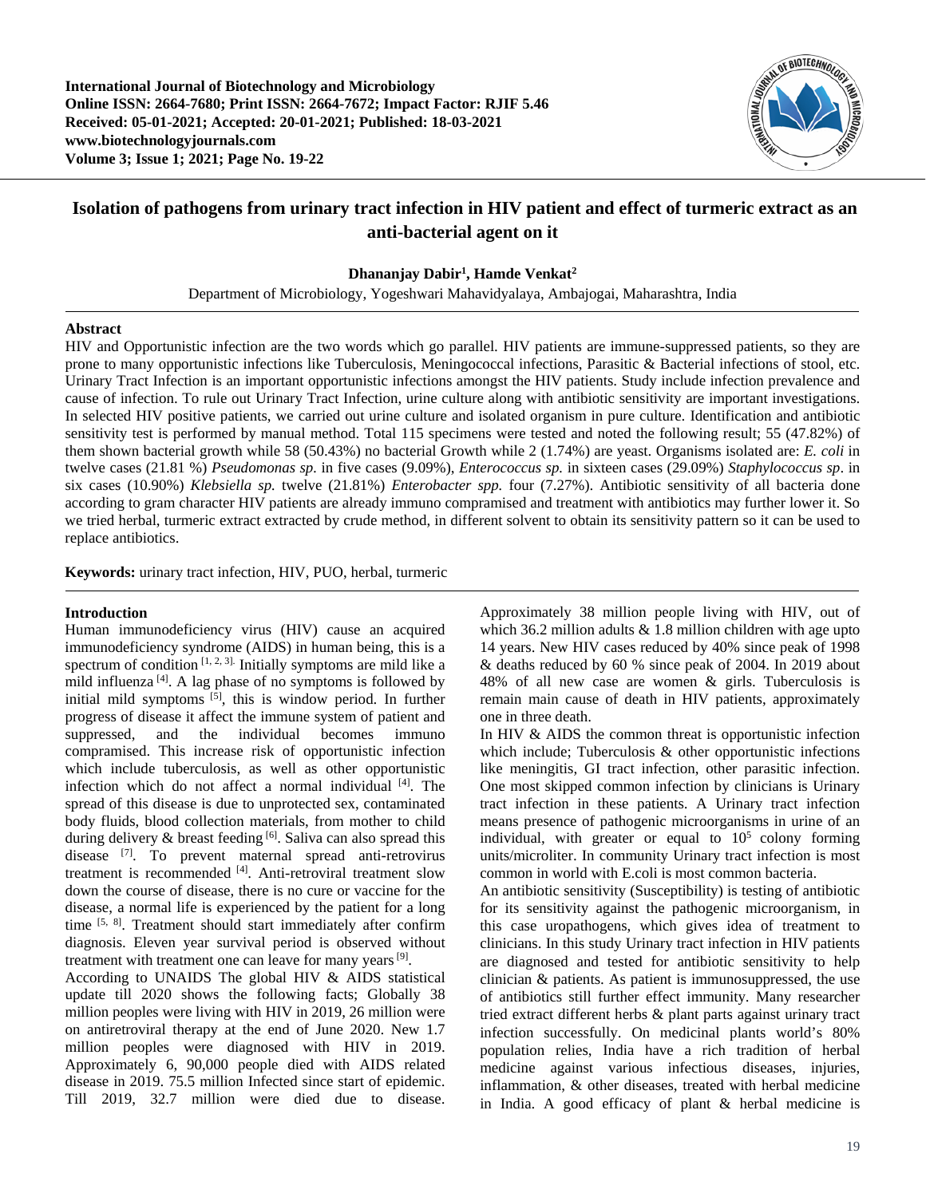International Journal of Biotechnology and Microbiology
Online ISSN: 2664-7680; Print ISSN: 2664-7672; Impact Factor: RJIF 5.46
Received: 05-01-2021; Accepted: 20-01-2021; Published: 18-03-2021
www.biotechnologyjournals.com
Volume 3; Issue 1; 2021; Page No. 19-22

# Isolation of pathogens from urinary tract infection in HIV patient and effect of turmeric extract as an anti-bacterial agent on it

**Dhananjay Dabir[1], Hamde Venkat[2]**

Department of Microbiology, Yogeshwari Mahavidyalaya, Ambajogai, Maharashtra, India

## Abstract

HIV and Opportunistic infection are the two words which go parallel. HIV patients are immune-suppressed patients, so they are prone to many opportunistic infections like Tuberculosis, Meningococcal infections, Parasitic & Bacterial infections of stool, etc. Urinary Tract Infection is an important opportunistic infections amongst the HIV patients. Study include infection prevalence and cause of infection. To rule out Urinary Tract Infection, urine culture along with antibiotic sensitivity are important investigations. In selected HIV positive patients, we carried out urine culture and isolated organism in pure culture. Identification and antibiotic sensitivity test is performed by manual method. Total 115 specimens were tested and noted the following result; 55 (47.82%) of them shown bacterial growth while 58 (50.43%) no bacterial Growth while 2 (1.74%) are yeast. Organisms isolated are: *E. coli* in twelve cases (21.81 %) *Pseudomonas sp.* in five cases (9.09%), *Enterococcus sp.* in sixteen cases (29.09%) *Staphylococcus sp*. in six cases (10.90%) *Klebsiella sp.* twelve (21.81%) *Enterobacter spp.* four (7.27%). Antibiotic sensitivity of all bacteria done according to gram character HIV patients are already immuno compramised and treatment with antibiotics may further lower it. So we tried herbal, turmeric extract extracted by crude method, in different solvent to obtain its sensitivity pattern so it can be used to replace antibiotics.

**Keywords:** urinary tract infection, HIV, PUO, herbal, turmeric

## Introduction

Human immunodeficiency virus (HIV) cause an acquired immunodeficiency syndrome (AIDS) in human being, this is a spectrum of condition [1, 2, 3]. Initially symptoms are mild like a mild influenza [4]. A lag phase of no symptoms is followed by initial mild symptoms [5], this is window period. In further progress of disease it affect the immune system of patient and suppressed, and the individual becomes immuno compramised. This increase risk of opportunistic infection which include tuberculosis, as well as other opportunistic infection which do not affect a normal individual [4]. The spread of this disease is due to unprotected sex, contaminated body fluids, blood collection materials, from mother to child during delivery & breast feeding [6]. Saliva can also spread this disease [7]. To prevent maternal spread anti-retrovirus treatment is recommended [4]. Anti-retroviral treatment slow down the course of disease, there is no cure or vaccine for the disease, a normal life is experienced by the patient for a long time [5, 8]. Treatment should start immediately after confirm diagnosis. Eleven year survival period is observed without treatment with treatment one can leave for many years [9].

According to UNAIDS The global HIV & AIDS statistical update till 2020 shows the following facts; Globally 38 million peoples were living with HIV in 2019, 26 million were on antiretroviral therapy at the end of June 2020. New 1.7 million peoples were diagnosed with HIV in 2019. Approximately 6, 90,000 people died with AIDS related disease in 2019. 75.5 million Infected since start of epidemic. Till 2019, 32.7 million were died due to disease. Approximately 38 million people living with HIV, out of which 36.2 million adults & 1.8 million children with age upto 14 years. New HIV cases reduced by 40% since peak of 1998 & deaths reduced by 60 % since peak of 2004. In 2019 about 48% of all new case are women & girls. Tuberculosis is remain main cause of death in HIV patients, approximately one in three death.

In HIV & AIDS the common threat is opportunistic infection which include; Tuberculosis & other opportunistic infections like meningitis, GI tract infection, other parasitic infection. One most skipped common infection by clinicians is Urinary tract infection in these patients. A Urinary tract infection means presence of pathogenic microorganisms in urine of an individual, with greater or equal to $10^5$ colony forming units/microliter. In community Urinary tract infection is most common in world with E.coli is most common bacteria.

An antibiotic sensitivity (Susceptibility) is testing of antibiotic for its sensitivity against the pathogenic microorganism, in this case uropathogens, which gives idea of treatment to clinicians. In this study Urinary tract infection in HIV patients are diagnosed and tested for antibiotic sensitivity to help clinician & patients. As patient is immunosuppressed, the use of antibiotics still further effect immunity. Many researcher tried extract different herbs & plant parts against urinary tract infection successfully. On medicinal plants world's 80% population relies, India have a rich tradition of herbal medicine against various infectious diseases, injuries, inflammation, & other diseases, treated with herbal medicine in India. A good efficacy of plant & herbal medicine is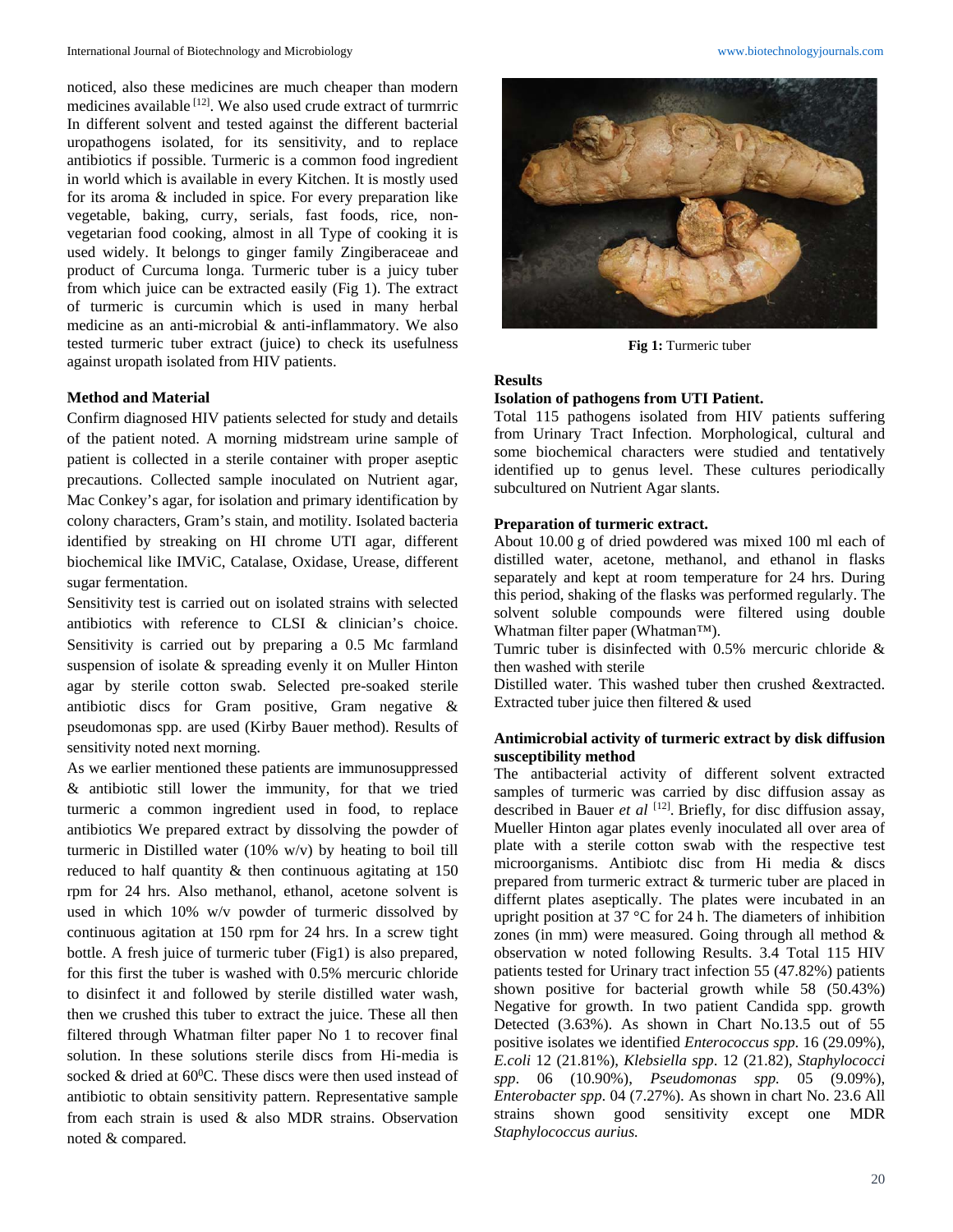noticed, also these medicines are much cheaper than modern medicines available [12]. We also used crude extract of turmrric In different solvent and tested against the different bacterial uropathogens isolated, for its sensitivity, and to replace antibiotics if possible. Turmeric is a common food ingredient in world which is available in every Kitchen. It is mostly used for its aroma & included in spice. For every preparation like vegetable, baking, curry, serials, fast foods, rice, non-vegetarian food cooking, almost in all Type of cooking it is used widely. It belongs to ginger family Zingiberaceae and product of Curcuma longa. Turmeric tuber is a juicy tuber from which juice can be extracted easily (Fig 1). The extract of turmeric is curcumin which is used in many herbal medicine as an anti-microbial & anti-inflammatory. We also tested turmeric tuber extract (juice) to check its usefulness against uropath isolated from HIV patients.

## Method and Material

Confirm diagnosed HIV patients selected for study and details of the patient noted. A morning midstream urine sample of patient is collected in a sterile container with proper aseptic precautions. Collected sample inoculated on Nutrient agar, Mac Conkey's agar, for isolation and primary identification by colony characters, Gram's stain, and motility. Isolated bacteria identified by streaking on HI chrome UTI agar, different biochemical like IMViC, Catalase, Oxidase, Urease, different sugar fermentation.

Sensitivity test is carried out on isolated strains with selected antibiotics with reference to CLSI & clinician's choice. Sensitivity is carried out by preparing a 0.5 Mc farmland suspension of isolate & spreading evenly it on Muller Hinton agar by sterile cotton swab. Selected pre-soaked sterile antibiotic discs for Gram positive, Gram negative & pseudomonas spp. are used (Kirby Bauer method). Results of sensitivity noted next morning.

As we earlier mentioned these patients are immunosuppressed & antibiotic still lower the immunity, for that we tried turmeric a common ingredient used in food, to replace antibiotics We prepared extract by dissolving the powder of turmeric in Distilled water (10% w/v) by heating to boil till reduced to half quantity & then continuous agitating at 150 rpm for 24 hrs. Also methanol, ethanol, acetone solvent is used in which 10% w/v powder of turmeric dissolved by continuous agitation at 150 rpm for 24 hrs. In a screw tight bottle. A fresh juice of turmeric tuber (Fig1) is also prepared, for this first the tuber is washed with 0.5% mercuric chloride to disinfect it and followed by sterile distilled water wash, then we crushed this tuber to extract the juice. These all then filtered through Whatman filter paper No 1 to recover final solution. In these solutions sterile discs from Hi-media is socked & dried at $60^0$C. These discs were then used instead of antibiotic to obtain sensitivity pattern. Representative sample from each strain is used & also MDR strains. Observation noted & compared.

**Fig 1:** Turmeric tuber

## Results

### Isolation of pathogens from UTI Patient.

Total 115 pathogens isolated from HIV patients suffering from Urinary Tract Infection. Morphological, cultural and some biochemical characters were studied and tentatively identified up to genus level. These cultures periodically subcultured on Nutrient Agar slants.

### Preparation of turmeric extract.

About 10.00 g of dried powdered was mixed 100 ml each of distilled water, acetone, methanol, and ethanol in flasks separately and kept at room temperature for 24 hrs. During this period, shaking of the flasks was performed regularly. The solvent soluble compounds were filtered using double Whatman filter paper (Whatman™).

Tumric tuber is disinfected with 0.5% mercuric chloride & then washed with sterile

Distilled water. This washed tuber then crushed &extracted. Extracted tuber juice then filtered & used

### Antimicrobial activity of turmeric extract by disk diffusion susceptibility method

The antibacterial activity of different solvent extracted samples of turmeric was carried by disc diffusion assay as described in Bauer *et al* [12]. Briefly, for disc diffusion assay, Mueller Hinton agar plates evenly inoculated all over area of plate with a sterile cotton swab with the respective test microorganisms. Antibiotc disc from Hi media & discs prepared from turmeric extract & turmeric tuber are placed in differnt plates aseptically. The plates were incubated in an upright position at 37 °C for 24 h. The diameters of inhibition zones (in mm) were measured. Going through all method & observation w noted following Results. 3.4 Total 115 HIV patients tested for Urinary tract infection 55 (47.82%) patients shown positive for bacterial growth while 58 (50.43%) Negative for growth. In two patient Candida spp. growth Detected (3.63%). As shown in Chart No.13.5 out of 55 positive isolates we identified *Enterococcus spp.* 16 (29.09%), *E.coli* 12 (21.81%), *Klebsiella spp.* 12 (21.82), *Staphylococci spp*. 06 (10.90%), *Pseudomonas spp.* 05 (9.09%), *Enterobacter spp.* 04 (7.27%). As shown in chart No. 23.6 All strains shown good sensitivity except one MDR *Staphylococcus aurius.*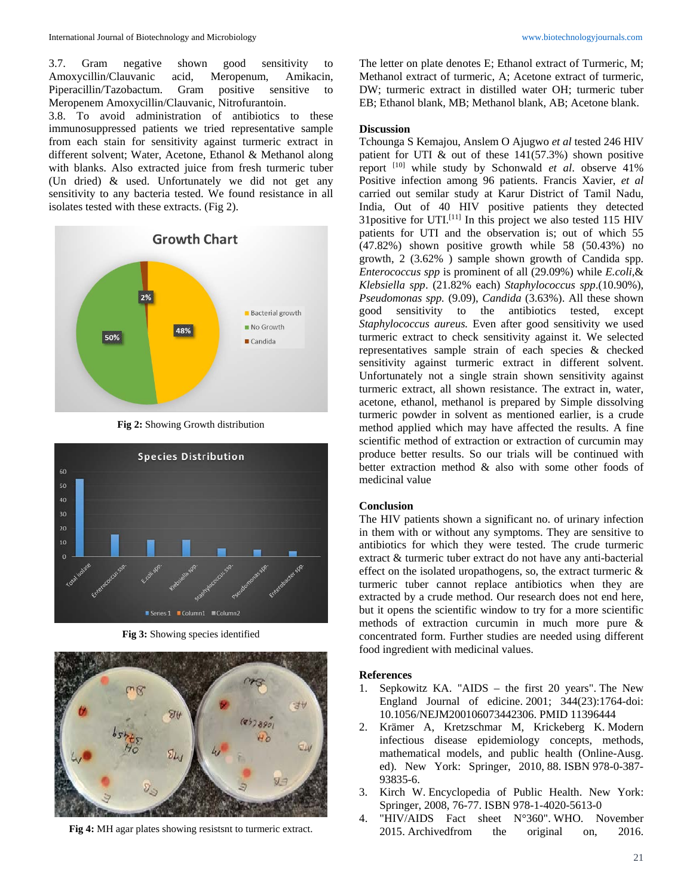3.7. Gram negative shown good sensitivity to Amoxycillin/Clauvanic acid, Meropenum, Amikacin, Piperacillin/Tazobactum. Gram positive sensitive to Meropenem Amoxycillin/Clauvanic, Nitrofurantoin.

3.8. To avoid administration of antibiotics to these immunosuppressed patients we tried representative sample from each stain for sensitivity against turmeric extract in different solvent; Water, Acetone, Ethanol & Methanol along with blanks. Also extracted juice from fresh turmeric tuber (Un dried) & used. Unfortunately we did not get any sensitivity to any bacteria tested. We found resistance in all isolates tested with these extracts. (Fig 2).

**Fig 2:** Showing Growth distribution

**Fig 3:** Showing species identified

**Fig 4:** MH agar plates showing resistsnt to turmeric extract.

The letter on plate denotes E; Ethanol extract of Turmeric, M; Methanol extract of turmeric, A; Acetone extract of turmeric, DW; turmeric extract in distilled water OH; turmeric tuber EB; Ethanol blank, MB; Methanol blank, AB; Acetone blank.

## Discussion

Tchounga S Kemajou, Anslem O Ajugwo *et al* tested 246 HIV patient for UTI & out of these 141(57.3%) shown positive report [10] while study by Schonwald *et al*. observe 41% Positive infection among 96 patients. Francis Xavier, *et al* carried out semilar study at Karur District of Tamil Nadu, India, Out of 40 HIV positive patients they detected 31positive for UTI.[11] In this project we also tested 115 HIV patients for UTI and the observation is; out of which 55 (47.82%) shown positive growth while 58 (50.43%) no growth, 2 (3.62% ) sample shown growth of Candida spp. *Enterococcus spp* is prominent of all (29.09%) while *E.coli*,& *Klebsiella spp*. (21.82% each) *Staphylococcus spp*.(10.90%), *Pseudomonas spp.* (9.09), *Candida* (3.63%). All these shown good sensitivity to the antibiotics tested, except *Staphylococcus aureus.* Even after good sensitivity we used turmeric extract to check sensitivity against it. We selected representatives sample strain of each species & checked sensitivity against turmeric extract in different solvent. Unfortunately not a single strain shown sensitivity against turmeric extract, all shown resistance. The extract in, water, acetone, ethanol, methanol is prepared by Simple dissolving turmeric powder in solvent as mentioned earlier, is a crude method applied which may have affected the results. A fine scientific method of extraction or extraction of curcumin may produce better results. So our trials will be continued with better extraction method & also with some other foods of medicinal value

## Conclusion

The HIV patients shown a significant no. of urinary infection in them with or without any symptoms. They are sensitive to antibiotics for which they were tested. The crude turmeric extract & turmeric tuber extract do not have any anti-bacterial effect on the isolated uropathogens, so, the extract turmeric & turmeric tuber cannot replace antibiotics when they are extracted by a crude method. Our research does not end here, but it opens the scientific window to try for a more scientific methods of extraction curcumin in much more pure & concentrated form. Further studies are needed using different food ingredient with medicinal values.

## References

1. Sepkowitz KA. "AIDS – the first 20 years". The New England Journal of edicine. 2001; 344(23):1764-doi: 10.1056/NEJM200106073442306. PMID 11396444
2. Krämer A, Kretzschmar M, Krickeberg K. Modern infectious disease epidemiology concepts, methods, mathematical models, and public health (Online-Ausg. ed). New York: Springer, 2010, 88. ISBN 978-0-387-93835-6.
3. Kirch W. Encyclopedia of Public Health. New York: Springer, 2008, 76-77. ISBN 978-1-4020-5613-0
4. "HIV/AIDS Fact sheet N°360". WHO. November 2015. Archivedfrom the original on, 2016.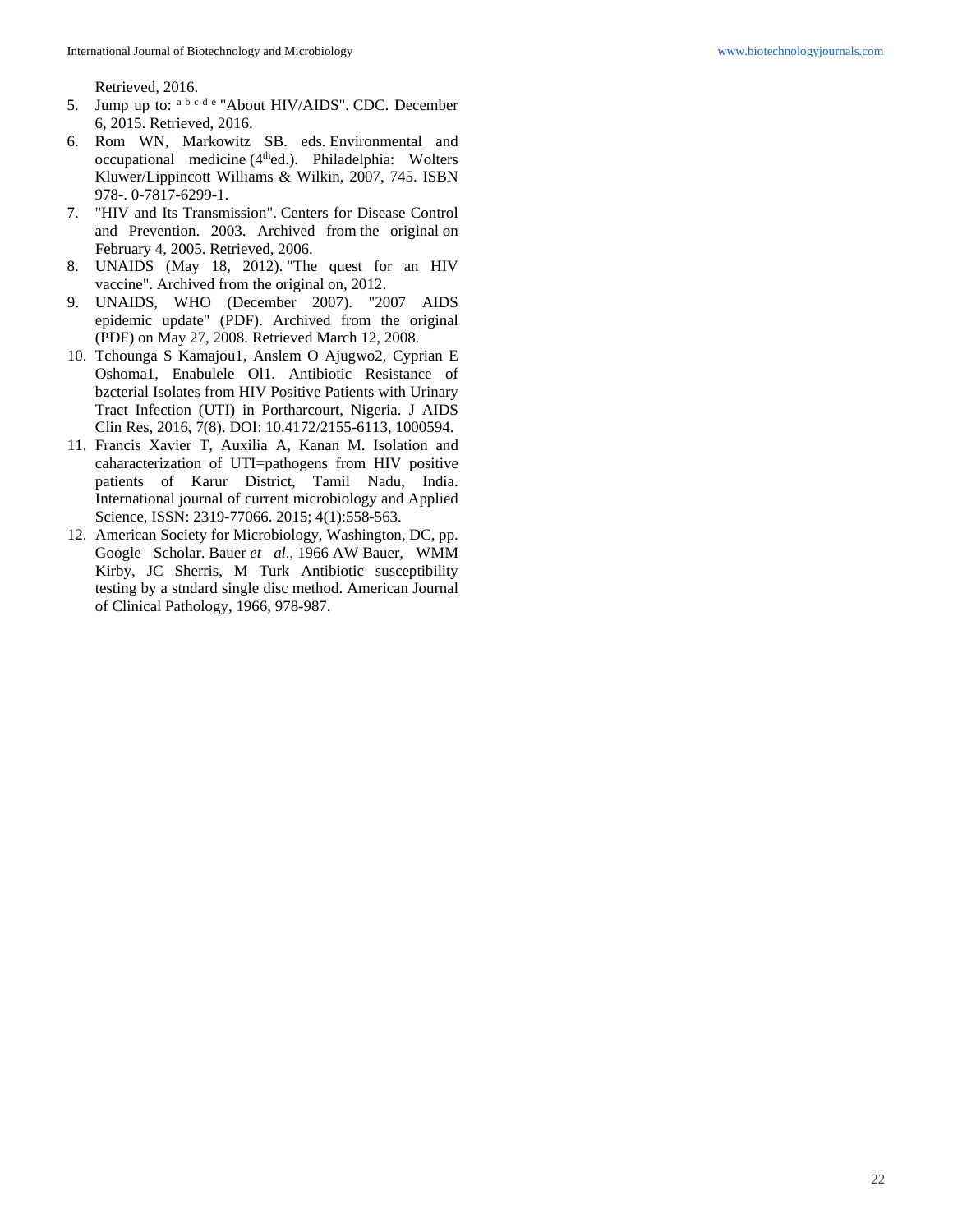Retrieved, 2016.

5. Jump up to: [a b c d e] "About HIV/AIDS". CDC. December 6, 2015. Retrieved, 2016.
6. Rom WN, Markowitz SB. eds. Environmental and occupational medicine (4[th]ed.). Philadelphia: Wolters Kluwer/Lippincott Williams & Wilkin, 2007, 745. ISBN 978-. 0-7817-6299-1.
7. "HIV and Its Transmission". Centers for Disease Control and Prevention. 2003. Archived from the original on February 4, 2005. Retrieved, 2006.
8. UNAIDS (May 18, 2012). "The quest for an HIV vaccine". Archived from the original on, 2012.
9. UNAIDS, WHO (December 2007). "2007 AIDS epidemic update" (PDF). Archived from the original (PDF) on May 27, 2008. Retrieved March 12, 2008.
10. Tchounga S Kamajou1, Anslem O Ajugwo2, Cyprian E Oshoma1, Enabulele Ol1. Antibiotic Resistance of bzcterial Isolates from HIV Positive Patients with Urinary Tract Infection (UTI) in Portharcourt, Nigeria. J AIDS Clin Res, 2016, 7(8). DOI: 10.4172/2155-6113, 1000594.
11. Francis Xavier T, Auxilia A, Kanan M. Isolation and caharacterization of UTI=pathogens from HIV positive patients of Karur District, Tamil Nadu, India. International journal of current microbiology and Applied Science, ISSN: 2319-77066. 2015; 4(1):558-563.
12. American Society for Microbiology, Washington, DC, pp. Google Scholar. Bauer *et al*., 1966 AW Bauer, WMM Kirby, JC Sherris, M Turk Antibiotic susceptibility testing by a stndard single disc method. American Journal of Clinical Pathology, 1966, 978-987.